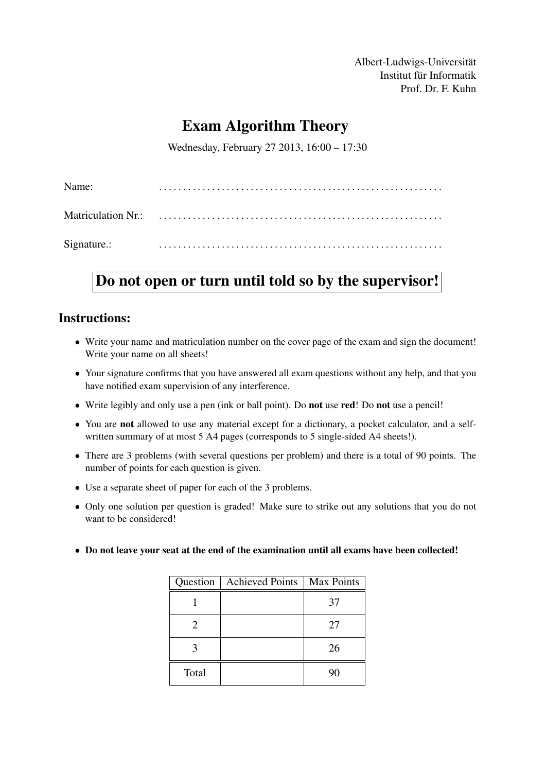Albert-Ludwigs-Universität
Institut für Informatik
Prof. Dr. F. Kuhn

# Exam Algorithm Theory

Wednesday, February 27 2013, 16:00 – 17:30

Name: ............................................................

Matriculation Nr.: ............................................................

Signature.: ............................................................

## Do not open or turn until told so by the supervisor!

## Instructions:

- Write your name and matriculation number on the cover page of the exam and sign the document! Write your name on all sheets!
- Your signature confirms that you have answered all exam questions without any help, and that you have notified exam supervision of any interference.
- Write legibly and only use a pen (ink or ball point). Do **not** use **red**! Do **not** use a pencil!
- You are **not** allowed to use any material except for a dictionary, a pocket calculator, and a self-written summary of at most 5 A4 pages (corresponds to 5 single-sided A4 sheets!).
- There are 3 problems (with several questions per problem) and there is a total of 90 points. The number of points for each question is given.
- Use a separate sheet of paper for each of the 3 problems.
- Only one solution per question is graded! Make sure to strike out any solutions that you do not want to be considered!
- **Do not leave your seat at the end of the examination until all exams have been collected!**

| Question | Achieved Points | Max Points |
|---|---|---|
| 1 | | 37 |
| 2 | | 27 |
| 3 | | 26 |
| Total | | 90 |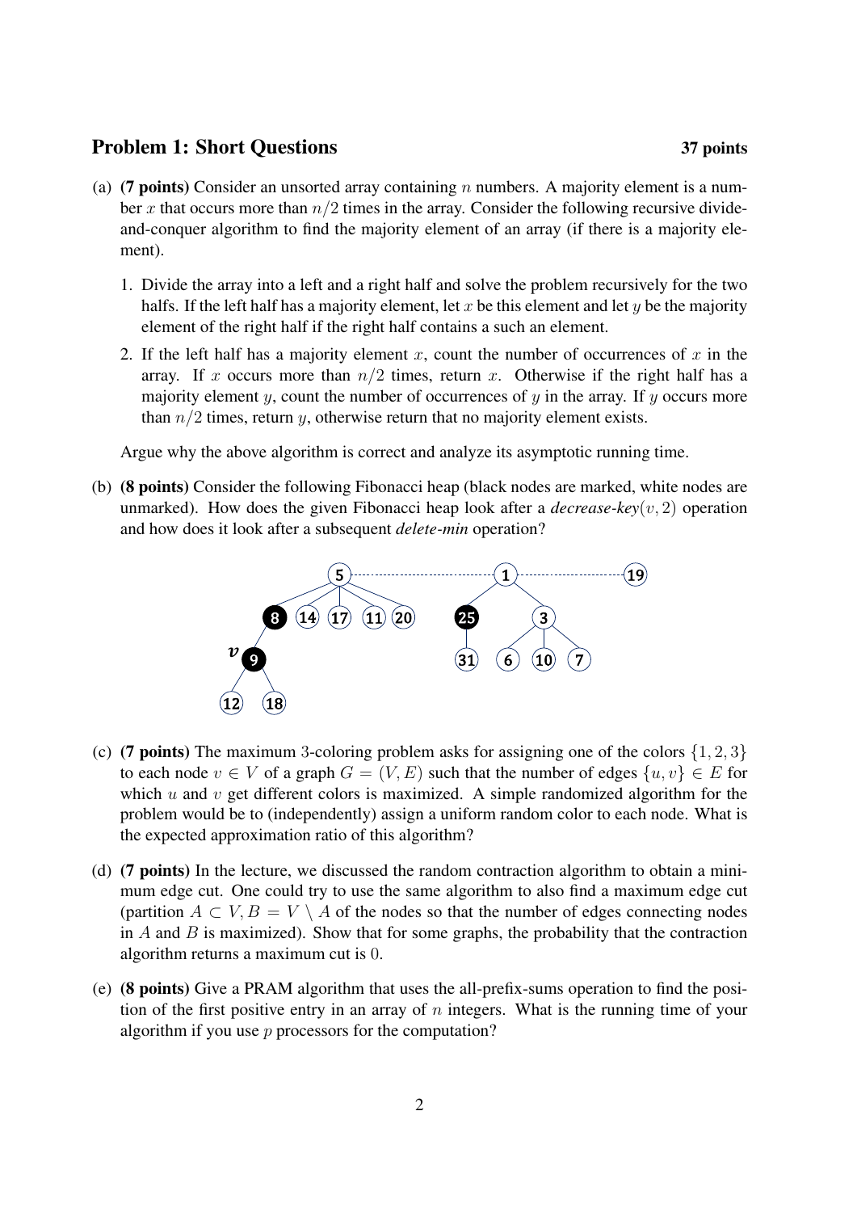## Problem 1: Short Questions **37 points**

(a) **(7 points)** Consider an unsorted array containing $n$ numbers. A majority element is a number $x$ that occurs more than $n/2$ times in the array. Consider the following recursive divide-and-conquer algorithm to find the majority element of an array (if there is a majority element).

1. Divide the array into a left and a right half and solve the problem recursively for the two halfs. If the left half has a majority element, let $x$ be this element and let $y$ be the majority element of the right half if the right half contains a such an element.
2. If the left half has a majority element $x$, count the number of occurrences of $x$ in the array. If $x$ occurs more than $n/2$ times, return $x$. Otherwise if the right half has a majority element $y$, count the number of occurrences of $y$ in the array. If $y$ occurs more than $n/2$ times, return $y$, otherwise return that no majority element exists.

Argue why the above algorithm is correct and analyze its asymptotic running time.

(b) **(8 points)** Consider the following Fibonacci heap (black nodes are marked, white nodes are unmarked). How does the given Fibonacci heap look after a *decrease-key*$(v, 2)$ operation and how does it look after a subsequent *delete-min* operation?

(c) **(7 points)** The maximum 3-coloring problem asks for assigning one of the colors $\{1, 2, 3\}$ to each node $v \in V$ of a graph $G = (V, E)$ such that the number of edges $\{u, v\} \in E$ for which $u$ and $v$ get different colors is maximized. A simple randomized algorithm for the problem would be to (independently) assign a uniform random color to each node. What is the expected approximation ratio of this algorithm?

(d) **(7 points)** In the lecture, we discussed the random contraction algorithm to obtain a minimum edge cut. One could try to use the same algorithm to also find a maximum edge cut (partition $A \subset V, B = V \setminus A$ of the nodes so that the number of edges connecting nodes in $A$ and $B$ is maximized). Show that for some graphs, the probability that the contraction algorithm returns a maximum cut is 0.

(e) **(8 points)** Give a PRAM algorithm that uses the all-prefix-sums operation to find the position of the first positive entry in an array of $n$ integers. What is the running time of your algorithm if you use $p$ processors for the computation?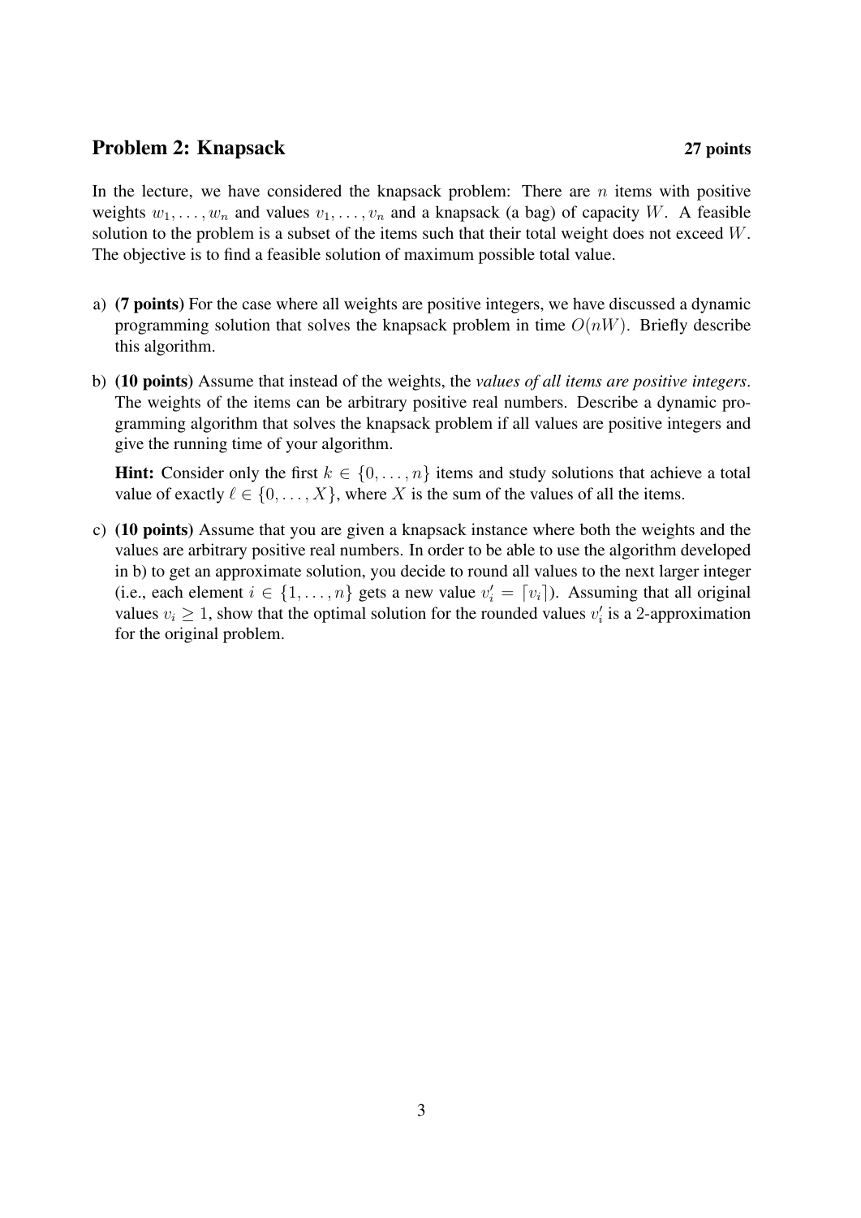## Problem 2: Knapsack **27 points**

In the lecture, we have considered the knapsack problem: There are $n$ items with positive weights $w_1, \ldots, w_n$ and values $v_1, \ldots, v_n$ and a knapsack (a bag) of capacity $W$. A feasible solution to the problem is a subset of the items such that their total weight does not exceed $W$. The objective is to find a feasible solution of maximum possible total value.

a) **(7 points)** For the case where all weights are positive integers, we have discussed a dynamic programming solution that solves the knapsack problem in time $O(nW)$. Briefly describe this algorithm.

b) **(10 points)** Assume that instead of the weights, the *values of all items are positive integers*. The weights of the items can be arbitrary positive real numbers. Describe a dynamic programming algorithm that solves the knapsack problem if all values are positive integers and give the running time of your algorithm.

   **Hint:** Consider only the first $k \in \{0, \ldots, n\}$ items and study solutions that achieve a total value of exactly $\ell \in \{0, \ldots, X\}$, where $X$ is the sum of the values of all the items.

c) **(10 points)** Assume that you are given a knapsack instance where both the weights and the values are arbitrary positive real numbers. In order to be able to use the algorithm developed in b) to get an approximate solution, you decide to round all values to the next larger integer (i.e., each element $i \in \{1, \ldots, n\}$ gets a new value $v'_i = \lceil v_i \rceil$). Assuming that all original values $v_i \geq 1$, show that the optimal solution for the rounded values $v'_i$ is a 2-approximation for the original problem.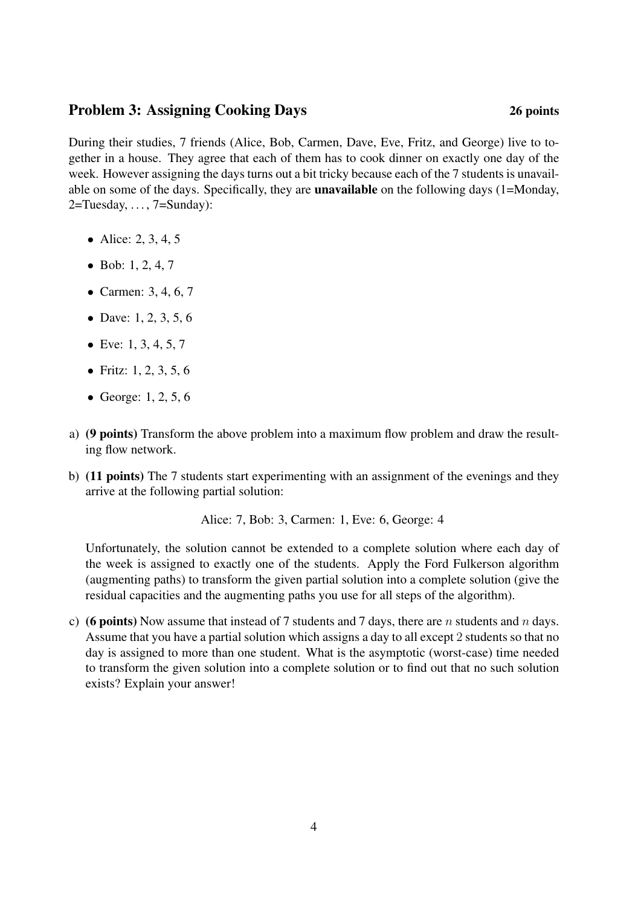## Problem 3: Assigning Cooking Days **26 points**

During their studies, 7 friends (Alice, Bob, Carmen, Dave, Eve, Fritz, and George) live to together in a house. They agree that each of them has to cook dinner on exactly one day of the week. However assigning the days turns out a bit tricky because each of the 7 students is unavailable on some of the days. Specifically, they are **unavailable** on the following days (1=Monday, 2=Tuesday, . . . , 7=Sunday):

- Alice: 2, 3, 4, 5
- Bob: 1, 2, 4, 7
- Carmen: 3, 4, 6, 7
- Dave: 1, 2, 3, 5, 6
- Eve: 1, 3, 4, 5, 7
- Fritz: 1, 2, 3, 5, 6
- George: 1, 2, 5, 6

a) **(9 points)** Transform the above problem into a maximum flow problem and draw the resulting flow network.

b) **(11 points)** The 7 students start experimenting with an assignment of the evenings and they arrive at the following partial solution:

Alice: 7, Bob: 3, Carmen: 1, Eve: 6, George: 4

Unfortunately, the solution cannot be extended to a complete solution where each day of the week is assigned to exactly one of the students. Apply the Ford Fulkerson algorithm (augmenting paths) to transform the given partial solution into a complete solution (give the residual capacities and the augmenting paths you use for all steps of the algorithm).

c) **(6 points)** Now assume that instead of 7 students and 7 days, there are $n$ students and $n$ days. Assume that you have a partial solution which assigns a day to all except $2$ students so that no day is assigned to more than one student. What is the asymptotic (worst-case) time needed to transform the given solution into a complete solution or to find out that no such solution exists? Explain your answer!